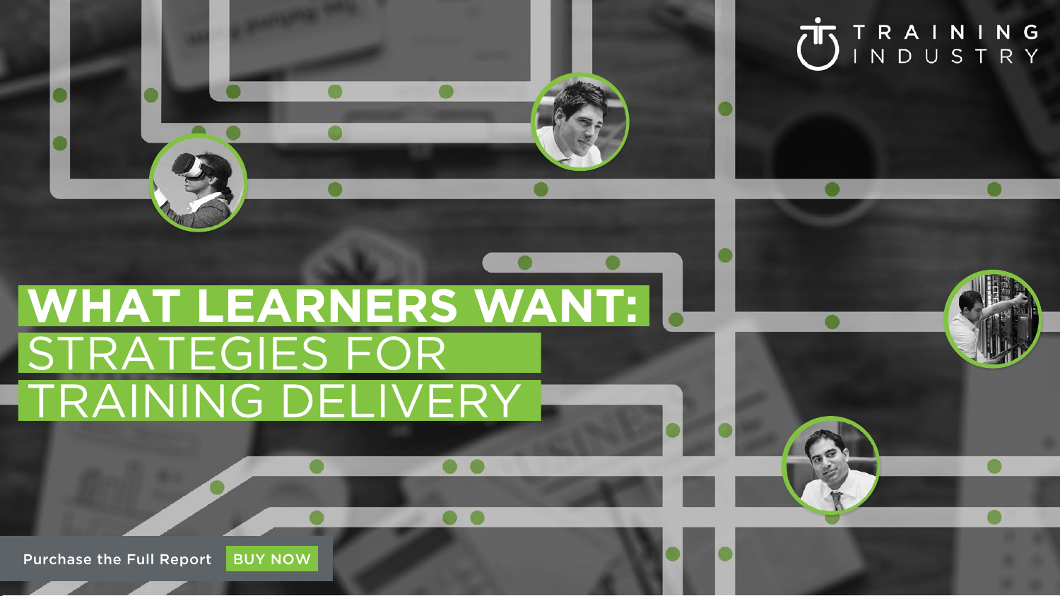TRAINING INDUSTRY

# WHAT LEARNERS WANT: STRATEGIES FOR TRAINING DELIVERY

Purchase the Full Report BUY NOW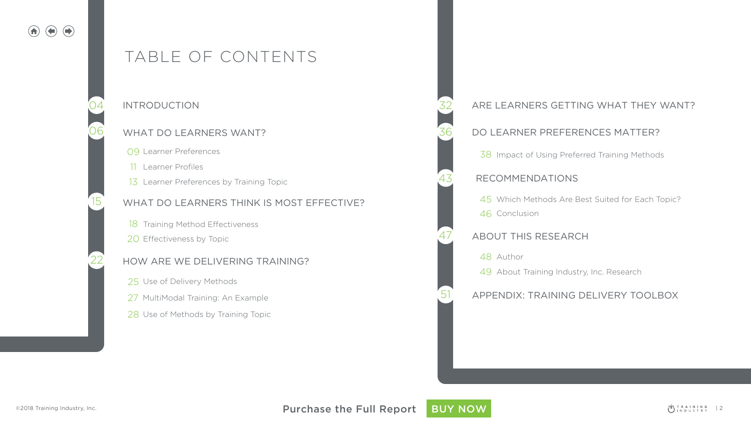# TABLE OF CONTENTS

04 INTRODUCTION

06 WHAT DO LEARNERS WANT?

- 09 Learner Preferences
- 11 Learner Profiles
- 13 Learner Preferences by Training Topic

15 WHAT DO LEARNERS THINK IS MOST EFFECTIVE?

- 18 Training Method Effectiveness
- 20 Effectiveness by Topic

22 HOW ARE WE DELIVERING TRAINING?

- 25 Use of Delivery Methods
- 27 MultiModal Training: An Example
- 28 Use of Methods by Training Topic

32 ARE LEARNERS GETTING WHAT THEY WANT?

36 DO LEARNER PREFERENCES MATTER?

- 38 Impact of Using Preferred Training Methods

43 RECOMMENDATIONS

- 45 Which Methods Are Best Suited for Each Topic?
- 46 Conclusion

47 ABOUT THIS RESEARCH

- 48 Author
- 49 About Training Industry, Inc. Research

51 APPENDIX: TRAINING DELIVERY TOOLBOX

©2018 Training Industry, Inc.

Purchase the Full Report BUY NOW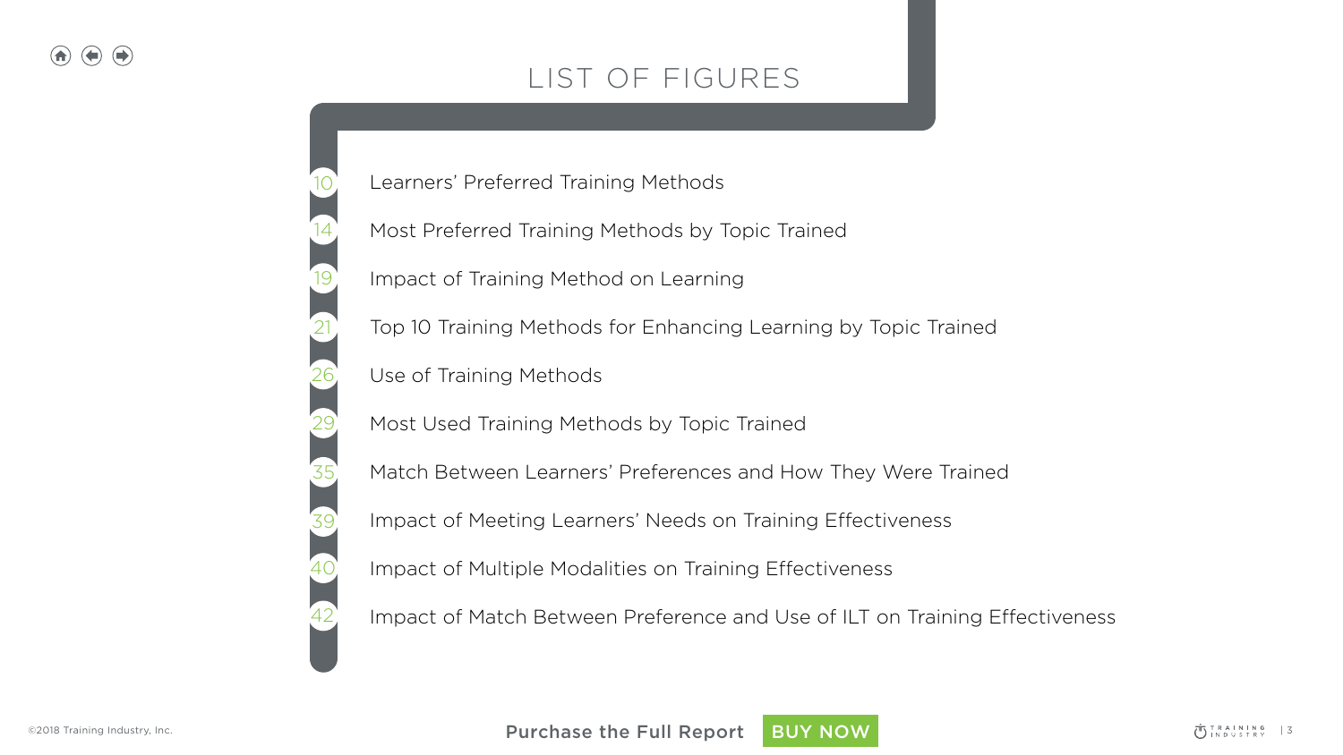# LIST OF FIGURES

- 10 Learners' Preferred Training Methods
- 14 Most Preferred Training Methods by Topic Trained
- 19 Impact of Training Method on Learning
- 21 Top 10 Training Methods for Enhancing Learning by Topic Trained
- 26 Use of Training Methods
- 29 Most Used Training Methods by Topic Trained
- 35 Match Between Learners' Preferences and How They Were Trained
- 39 Impact of Meeting Learners' Needs on Training Effectiveness
- 40 Impact of Multiple Modalities on Training Effectiveness
- 42 Impact of Match Between Preference and Use of ILT on Training Effectiveness

©2018 Training Industry, Inc.

Purchase the Full Report BUY NOW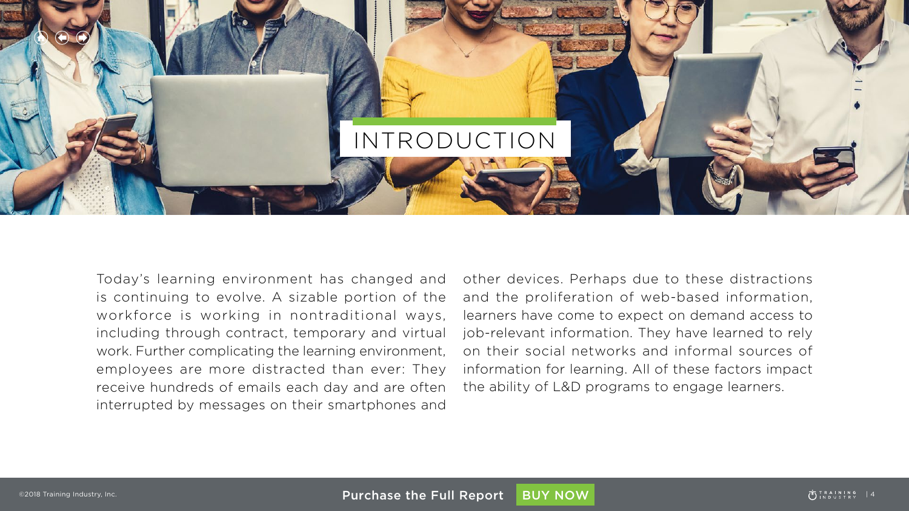# INTRODUCTION

Today's learning environment has changed and is continuing to evolve. A sizable portion of the workforce is working in nontraditional ways, including through contract, temporary and virtual work. Further complicating the learning environment, employees are more distracted than ever: They receive hundreds of emails each day and are often interrupted by messages on their smartphones and other devices. Perhaps due to these distractions and the proliferation of web-based information, learners have come to expect on demand access to job-relevant information. They have learned to rely on their social networks and informal sources of information for learning. All of these factors impact the ability of L&D programs to engage learners.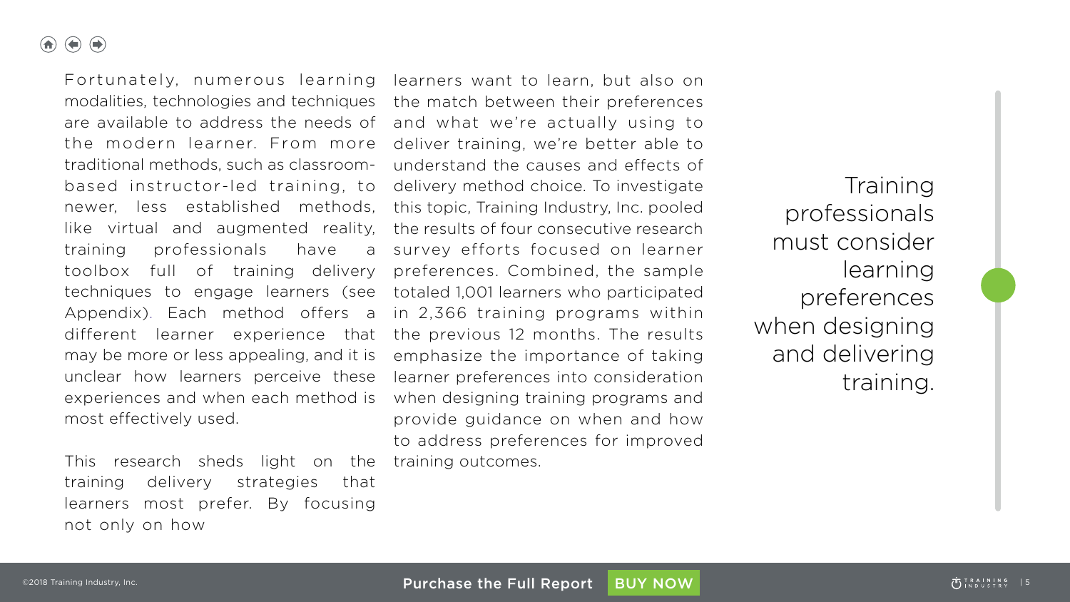Fortunately, numerous learning modalities, technologies and techniques are available to address the needs of the modern learner. From more traditional methods, such as classroom-based instructor-led training, to newer, less established methods, like virtual and augmented reality, training professionals have a toolbox full of training delivery techniques to engage learners (see Appendix). Each method offers a different learner experience that may be more or less appealing, and it is unclear how learners perceive these experiences and when each method is most effectively used.

This research sheds light on the training delivery strategies that learners most prefer. By focusing not only on how learners want to learn, but also on the match between their preferences and what we're actually using to deliver training, we're better able to understand the causes and effects of delivery method choice. To investigate this topic, Training Industry, Inc. pooled the results of four consecutive research survey efforts focused on learner preferences. Combined, the sample totaled 1,001 learners who participated in 2,366 training programs within the previous 12 months. The results emphasize the importance of taking learner preferences into consideration when designing training programs and provide guidance on when and how to address preferences for improved training outcomes.

> Training professionals must consider learning preferences when designing and delivering training.

Purchase the Full Report BUY NOW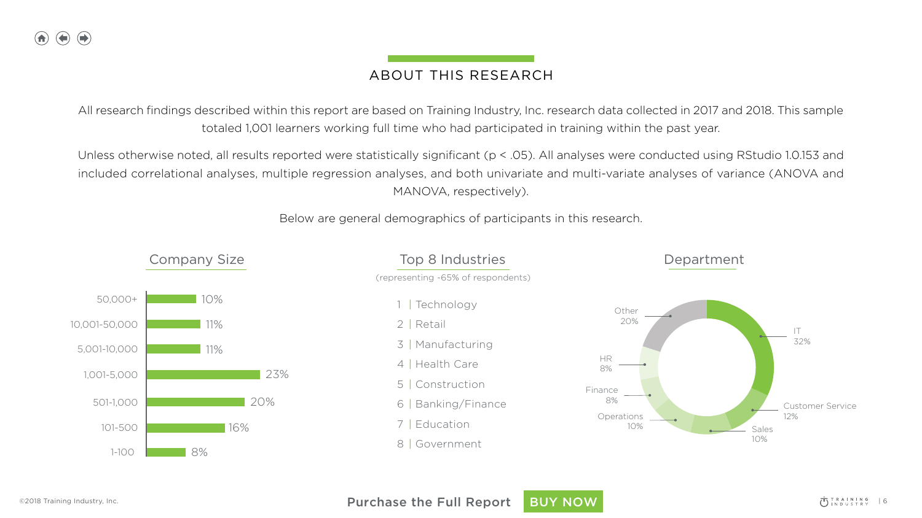# ABOUT THIS RESEARCH

All research findings described within this report are based on Training Industry, Inc. research data collected in 2017 and 2018. This sample totaled 1,001 learners working full time who had participated in training within the past year.

Unless otherwise noted, all results reported were statistically significant ($p < .05$). All analyses were conducted using RStudio 1.0.153 and included correlational analyses, multiple regression analyses, and both univariate and multi-variate analyses of variance (ANOVA and MANOVA, respectively).

Below are general demographics of participants in this research.

## Company Size

| Company Size | Percent |
| --- | --- |
| 50,000+ | 10% |
| 10,001-50,000 | 11% |
| 5,001-10,000 | 11% |
| 1,001-5,000 | 23% |
| 501-1,000 | 20% |
| 101-500 | 16% |
| 1-100 | 8% |

## Top 8 Industries

(representing ~65% of respondents)

1. Technology
2. Retail
3. Manufacturing
4. Health Care
5. Construction
6. Banking/Finance
7. Education
8. Government

## Department

| Department | Percent |
| --- | --- |
| IT | 32% |
| Customer Service | 12% |
| Sales | 10% |
| Operations | 10% |
| Finance | 8% |
| HR | 8% |
| Other | 20% |

Purchase the Full Report BUY NOW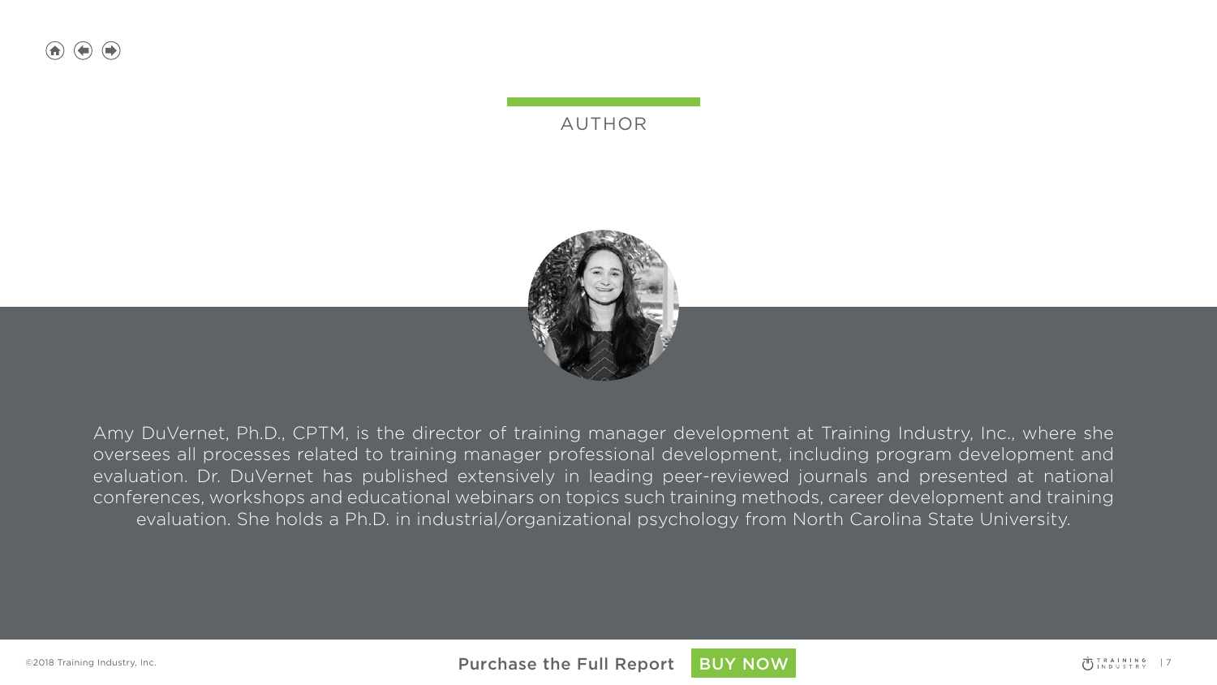## AUTHOR

Amy DuVernet, Ph.D., CPTM, is the director of training manager development at Training Industry, Inc., where she oversees all processes related to training manager professional development, including program development and evaluation. Dr. DuVernet has published extensively in leading peer-reviewed journals and presented at national conferences, workshops and educational webinars on topics such training methods, career development and training evaluation. She holds a Ph.D. in industrial/organizational psychology from North Carolina State University.

©2018 Training Industry, Inc.

Purchase the Full Report BUY NOW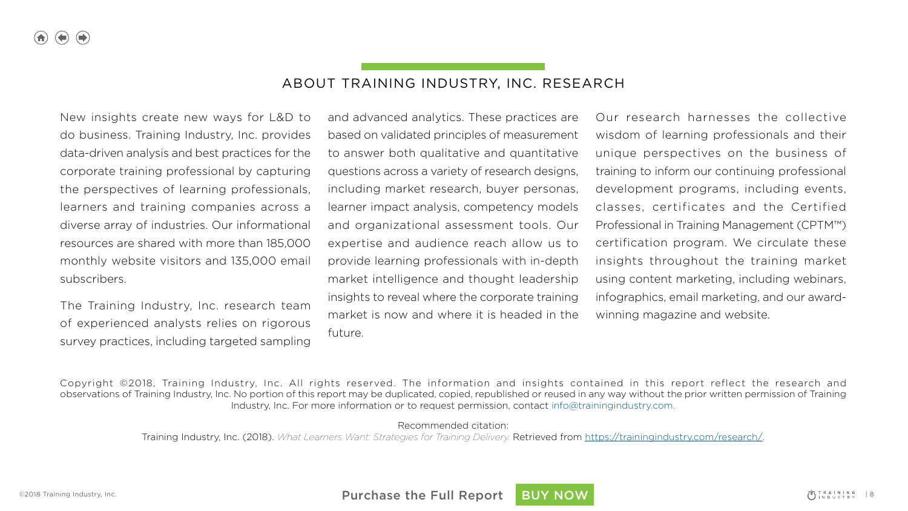## ABOUT TRAINING INDUSTRY, INC. RESEARCH

New insights create new ways for L&D to do business. Training Industry, Inc. provides data-driven analysis and best practices for the corporate training professional by capturing the perspectives of learning professionals, learners and training companies across a diverse array of industries. Our informational resources are shared with more than 185,000 monthly website visitors and 135,000 email subscribers.

The Training Industry, Inc. research team of experienced analysts relies on rigorous survey practices, including targeted sampling and advanced analytics. These practices are based on validated principles of measurement to answer both qualitative and quantitative questions across a variety of research designs, including market research, buyer personas, learner impact analysis, competency models and organizational assessment tools. Our expertise and audience reach allow us to provide learning professionals with in-depth market intelligence and thought leadership insights to reveal where the corporate training market is now and where it is headed in the future.

Our research harnesses the collective wisdom of learning professionals and their unique perspectives on the business of training to inform our continuing professional development programs, including events, classes, certificates and the Certified Professional in Training Management (CPTM™) certification program. We circulate these insights throughout the training market using content marketing, including webinars, infographics, email marketing, and our award-winning magazine and website.

Copyright ©2018, Training Industry, Inc. All rights reserved. The information and insights contained in this report reflect the research and observations of Training Industry, Inc. No portion of this report may be duplicated, copied, republished or reused in any way without the prior written permission of Training Industry, Inc. For more information or to request permission, contact info@trainingindustry.com.

Recommended citation:
Training Industry, Inc. (2018). *What Learners Want: Strategies for Training Delivery.* Retrieved from https://trainingindustry.com/research/.

Purchase the Full Report BUY NOW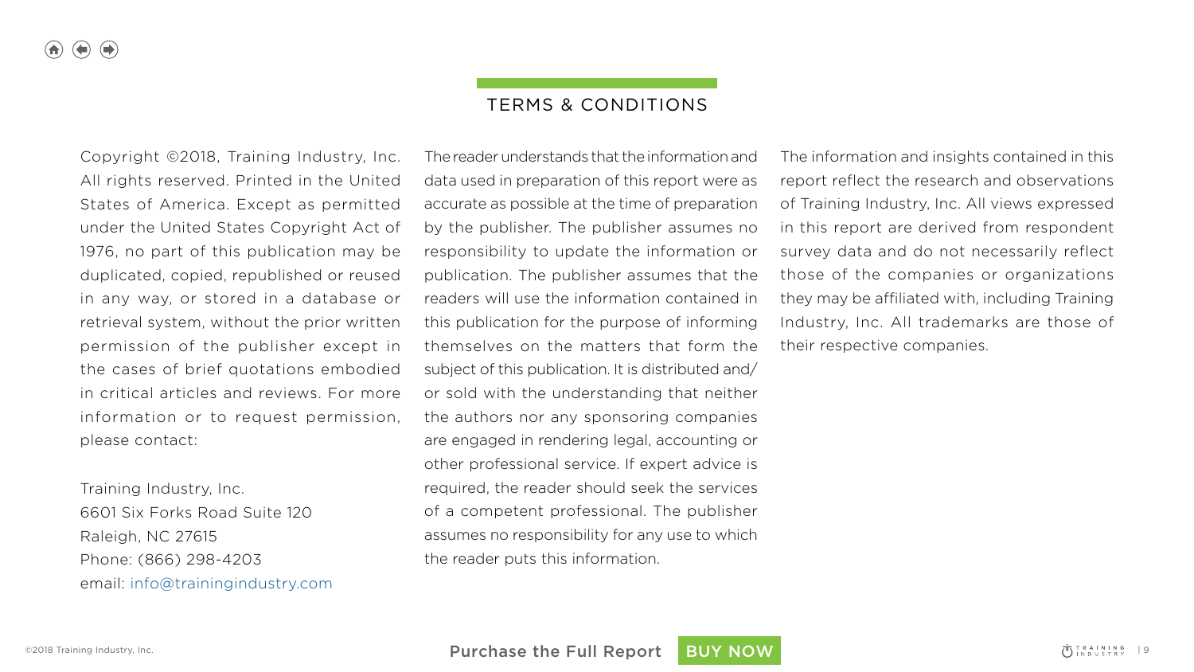## TERMS & CONDITIONS

Copyright ©2018, Training Industry, Inc. All rights reserved. Printed in the United States of America. Except as permitted under the United States Copyright Act of 1976, no part of this publication may be duplicated, copied, republished or reused in any way, or stored in a database or retrieval system, without the prior written permission of the publisher except in the cases of brief quotations embodied in critical articles and reviews. For more information or to request permission, please contact:

Training Industry, Inc.
6601 Six Forks Road Suite 120
Raleigh, NC 27615
Phone: (866) 298-4203
email: info@trainingindustry.com

The reader understands that the information and data used in preparation of this report were as accurate as possible at the time of preparation by the publisher. The publisher assumes no responsibility to update the information or publication. The publisher assumes that the readers will use the information contained in this publication for the purpose of informing themselves on the matters that form the subject of this publication. It is distributed and/or sold with the understanding that neither the authors nor any sponsoring companies are engaged in rendering legal, accounting or other professional service. If expert advice is required, the reader should seek the services of a competent professional. The publisher assumes no responsibility for any use to which the reader puts this information.

The information and insights contained in this report reflect the research and observations of Training Industry, Inc. All views expressed in this report are derived from respondent survey data and do not necessarily reflect those of the companies or organizations they may be affiliated with, including Training Industry, Inc. All trademarks are those of their respective companies.

Purchase the Full Report BUY NOW